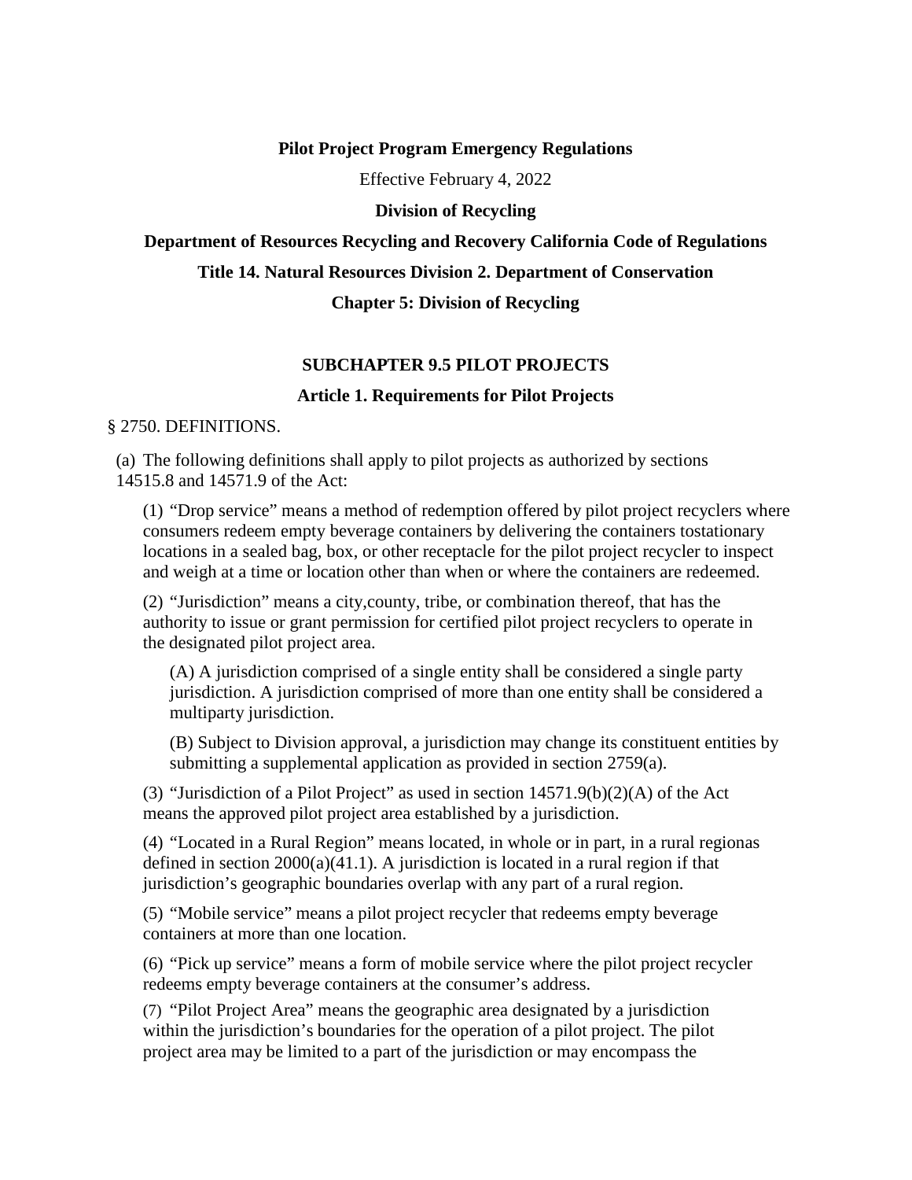**Pilot Project Program Emergency Regulations**

Effective February 4, 2022

**Division of Recycling**

**Department of Resources Recycling and Recovery California Code of Regulations**

**Title 14. Natural Resources Division 2. Department of Conservation**

**Chapter 5: Division of Recycling**

## SUBCHAPTER 9.5 PILOT PROJECTS

### Article 1. Requirements for Pilot Projects

§ 2750. DEFINITIONS.

(a) The following definitions shall apply to pilot projects as authorized by sections 14515.8 and 14571.9 of the Act:

(1) "Drop service" means a method of redemption offered by pilot project recyclers where consumers redeem empty beverage containers by delivering the containers tostationary locations in a sealed bag, box, or other receptacle for the pilot project recycler to inspect and weigh at a time or location other than when or where the containers are redeemed.

(2) "Jurisdiction" means a city,county, tribe, or combination thereof, that has the authority to issue or grant permission for certified pilot project recyclers to operate in the designated pilot project area.

(A) A jurisdiction comprised of a single entity shall be considered a single party jurisdiction. A jurisdiction comprised of more than one entity shall be considered a multiparty jurisdiction.

(B) Subject to Division approval, a jurisdiction may change its constituent entities by submitting a supplemental application as provided in section 2759(a).

(3) "Jurisdiction of a Pilot Project" as used in section 14571.9(b)(2)(A) of the Act means the approved pilot project area established by a jurisdiction.

(4) "Located in a Rural Region" means located, in whole or in part, in a rural regionas defined in section 2000(a)(41.1). A jurisdiction is located in a rural region if that jurisdiction's geographic boundaries overlap with any part of a rural region.

(5) "Mobile service" means a pilot project recycler that redeems empty beverage containers at more than one location.

(6) "Pick up service" means a form of mobile service where the pilot project recycler redeems empty beverage containers at the consumer's address.

(7) "Pilot Project Area" means the geographic area designated by a jurisdiction within the jurisdiction's boundaries for the operation of a pilot project. The pilot project area may be limited to a part of the jurisdiction or may encompass the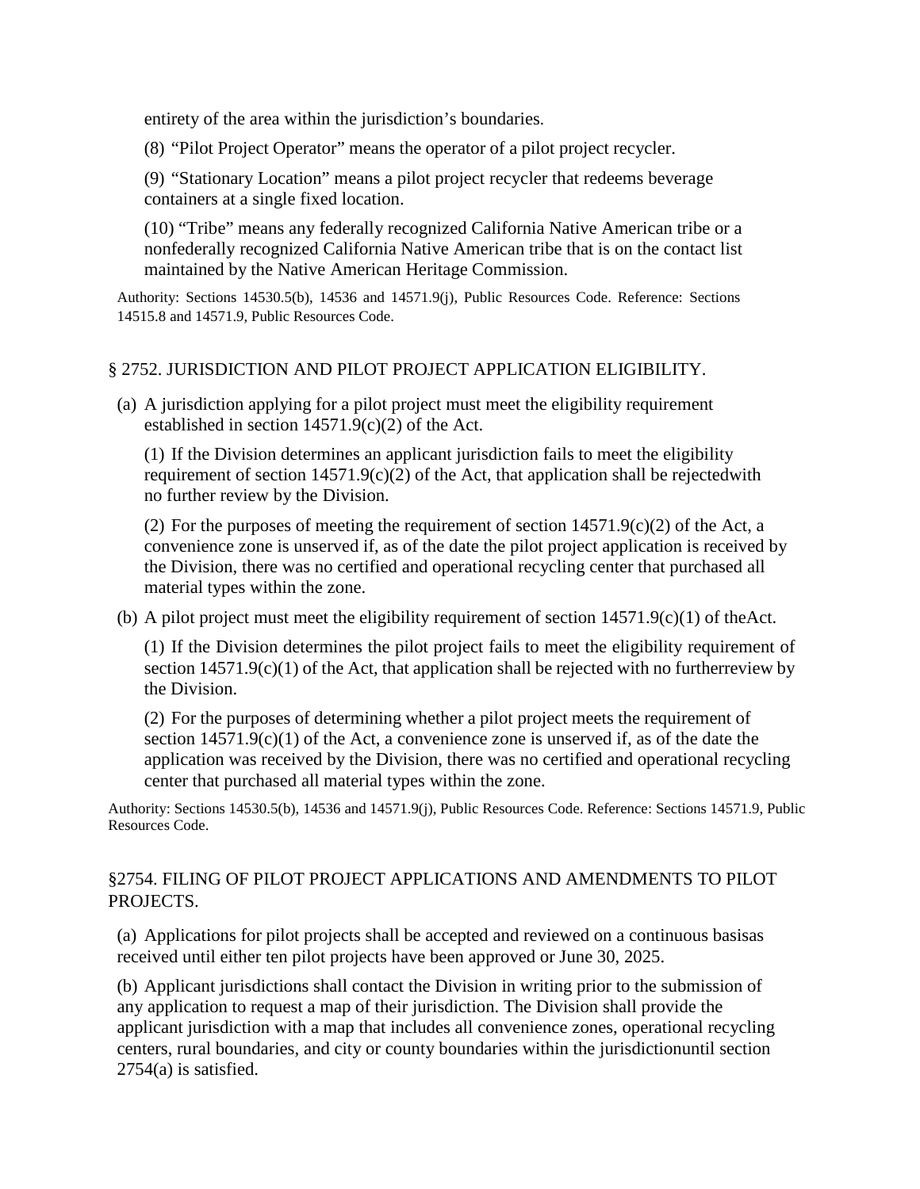entirety of the area within the jurisdiction's boundaries.

(8) "Pilot Project Operator" means the operator of a pilot project recycler.

(9) "Stationary Location" means a pilot project recycler that redeems beverage containers at a single fixed location.

(10) "Tribe" means any federally recognized California Native American tribe or a nonfederally recognized California Native American tribe that is on the contact list maintained by the Native American Heritage Commission.

Authority: Sections 14530.5(b), 14536 and 14571.9(j), Public Resources Code. Reference: Sections 14515.8 and 14571.9, Public Resources Code.

## § 2752. JURISDICTION AND PILOT PROJECT APPLICATION ELIGIBILITY.

(a) A jurisdiction applying for a pilot project must meet the eligibility requirement established in section 14571.9(c)(2) of the Act.

(1) If the Division determines an applicant jurisdiction fails to meet the eligibility requirement of section 14571.9(c)(2) of the Act, that application shall be rejectedwith no further review by the Division.

(2) For the purposes of meeting the requirement of section 14571.9(c)(2) of the Act, a convenience zone is unserved if, as of the date the pilot project application is received by the Division, there was no certified and operational recycling center that purchased all material types within the zone.

(b) A pilot project must meet the eligibility requirement of section 14571.9(c)(1) of theAct.

(1) If the Division determines the pilot project fails to meet the eligibility requirement of section 14571.9(c)(1) of the Act, that application shall be rejected with no furtherreview by the Division.

(2) For the purposes of determining whether a pilot project meets the requirement of section 14571.9(c)(1) of the Act, a convenience zone is unserved if, as of the date the application was received by the Division, there was no certified and operational recycling center that purchased all material types within the zone.

Authority: Sections 14530.5(b), 14536 and 14571.9(j), Public Resources Code. Reference: Sections 14571.9, Public Resources Code.

## §2754. FILING OF PILOT PROJECT APPLICATIONS AND AMENDMENTS TO PILOT PROJECTS.

(a) Applications for pilot projects shall be accepted and reviewed on a continuous basisas received until either ten pilot projects have been approved or June 30, 2025.

(b) Applicant jurisdictions shall contact the Division in writing prior to the submission of any application to request a map of their jurisdiction. The Division shall provide the applicant jurisdiction with a map that includes all convenience zones, operational recycling centers, rural boundaries, and city or county boundaries within the jurisdictionuntil section 2754(a) is satisfied.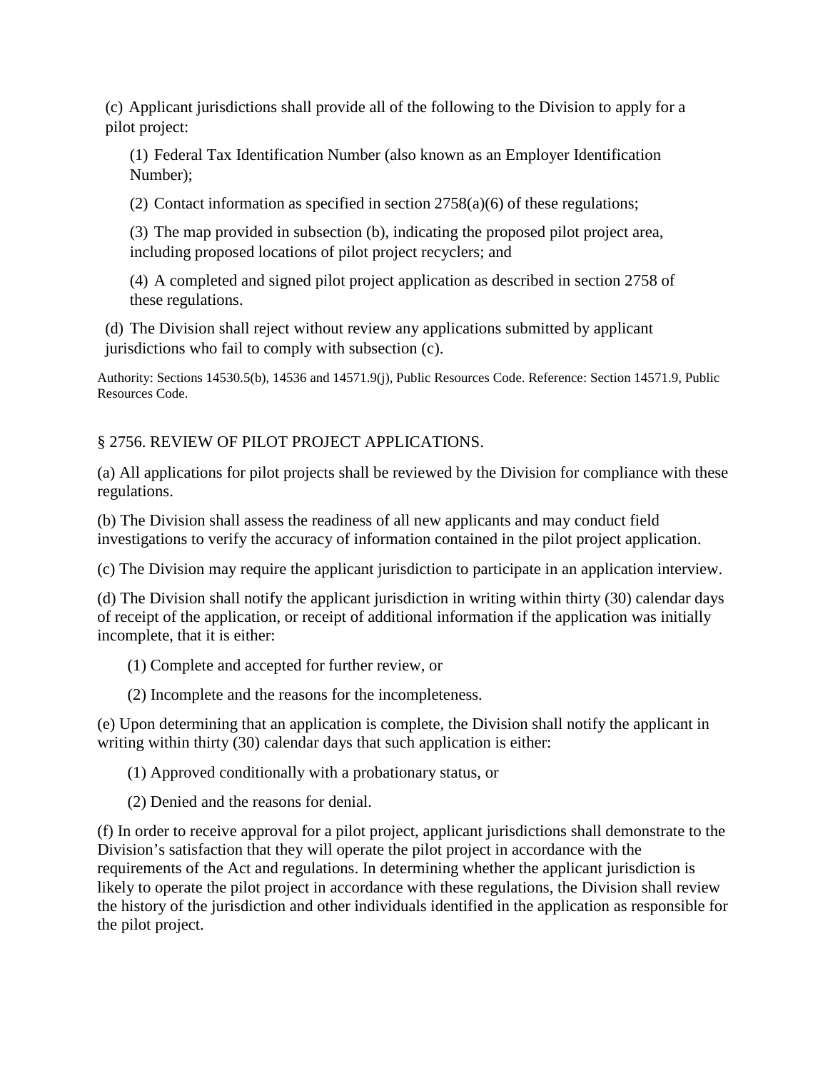(c) Applicant jurisdictions shall provide all of the following to the Division to apply for a pilot project:

(1) Federal Tax Identification Number (also known as an Employer Identification Number);

(2) Contact information as specified in section 2758(a)(6) of these regulations;

(3) The map provided in subsection (b), indicating the proposed pilot project area, including proposed locations of pilot project recyclers; and

(4) A completed and signed pilot project application as described in section 2758 of these regulations.

(d) The Division shall reject without review any applications submitted by applicant jurisdictions who fail to comply with subsection (c).

Authority: Sections 14530.5(b), 14536 and 14571.9(j), Public Resources Code. Reference: Section 14571.9, Public Resources Code.

## § 2756. REVIEW OF PILOT PROJECT APPLICATIONS.

(a) All applications for pilot projects shall be reviewed by the Division for compliance with these regulations.

(b) The Division shall assess the readiness of all new applicants and may conduct field investigations to verify the accuracy of information contained in the pilot project application.

(c) The Division may require the applicant jurisdiction to participate in an application interview.

(d) The Division shall notify the applicant jurisdiction in writing within thirty (30) calendar days of receipt of the application, or receipt of additional information if the application was initially incomplete, that it is either:

(1) Complete and accepted for further review, or

(2) Incomplete and the reasons for the incompleteness.

(e) Upon determining that an application is complete, the Division shall notify the applicant in writing within thirty (30) calendar days that such application is either:

(1) Approved conditionally with a probationary status, or

(2) Denied and the reasons for denial.

(f) In order to receive approval for a pilot project, applicant jurisdictions shall demonstrate to the Division's satisfaction that they will operate the pilot project in accordance with the requirements of the Act and regulations. In determining whether the applicant jurisdiction is likely to operate the pilot project in accordance with these regulations, the Division shall review the history of the jurisdiction and other individuals identified in the application as responsible for the pilot project.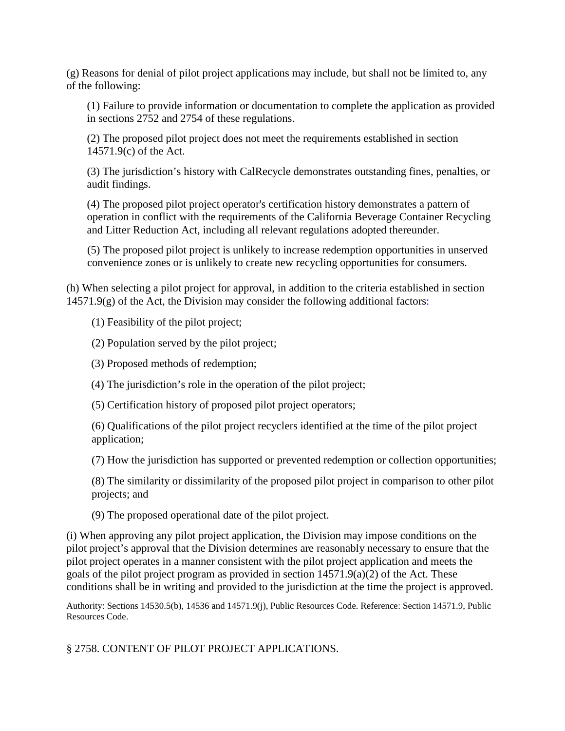(g) Reasons for denial of pilot project applications may include, but shall not be limited to, any of the following:

(1) Failure to provide information or documentation to complete the application as provided in sections 2752 and 2754 of these regulations.

(2) The proposed pilot project does not meet the requirements established in section 14571.9(c) of the Act.

(3) The jurisdiction's history with CalRecycle demonstrates outstanding fines, penalties, or audit findings.

(4) The proposed pilot project operator's certification history demonstrates a pattern of operation in conflict with the requirements of the California Beverage Container Recycling and Litter Reduction Act, including all relevant regulations adopted thereunder.

(5) The proposed pilot project is unlikely to increase redemption opportunities in unserved convenience zones or is unlikely to create new recycling opportunities for consumers.

(h) When selecting a pilot project for approval, in addition to the criteria established in section 14571.9(g) of the Act, the Division may consider the following additional factors:

(1) Feasibility of the pilot project;

(2) Population served by the pilot project;

(3) Proposed methods of redemption;

(4) The jurisdiction's role in the operation of the pilot project;

(5) Certification history of proposed pilot project operators;

(6) Qualifications of the pilot project recyclers identified at the time of the pilot project application;

(7) How the jurisdiction has supported or prevented redemption or collection opportunities;

(8) The similarity or dissimilarity of the proposed pilot project in comparison to other pilot projects; and

(9) The proposed operational date of the pilot project.

(i) When approving any pilot project application, the Division may impose conditions on the pilot project's approval that the Division determines are reasonably necessary to ensure that the pilot project operates in a manner consistent with the pilot project application and meets the goals of the pilot project program as provided in section 14571.9(a)(2) of the Act. These conditions shall be in writing and provided to the jurisdiction at the time the project is approved.

Authority: Sections 14530.5(b), 14536 and 14571.9(j), Public Resources Code. Reference: Section 14571.9, Public Resources Code.

§ 2758. CONTENT OF PILOT PROJECT APPLICATIONS.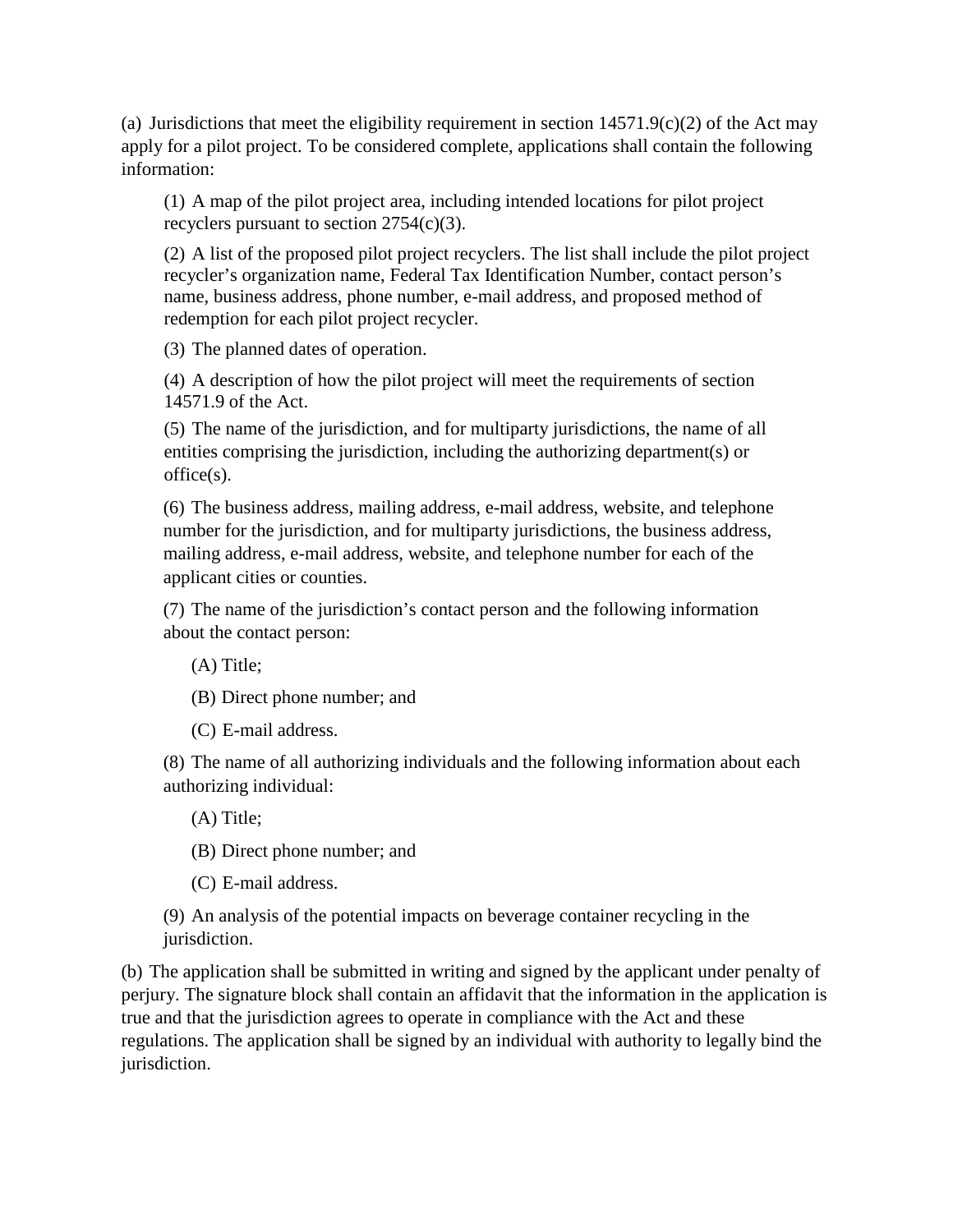(a) Jurisdictions that meet the eligibility requirement in section 14571.9(c)(2) of the Act may apply for a pilot project. To be considered complete, applications shall contain the following information:

(1) A map of the pilot project area, including intended locations for pilot project recyclers pursuant to section 2754(c)(3).

(2) A list of the proposed pilot project recyclers. The list shall include the pilot project recycler's organization name, Federal Tax Identification Number, contact person's name, business address, phone number, e-mail address, and proposed method of redemption for each pilot project recycler.

(3) The planned dates of operation.

(4) A description of how the pilot project will meet the requirements of section 14571.9 of the Act.

(5) The name of the jurisdiction, and for multiparty jurisdictions, the name of all entities comprising the jurisdiction, including the authorizing department(s) or office(s).

(6) The business address, mailing address, e-mail address, website, and telephone number for the jurisdiction, and for multiparty jurisdictions, the business address, mailing address, e-mail address, website, and telephone number for each of the applicant cities or counties.

(7) The name of the jurisdiction's contact person and the following information about the contact person:

(A) Title;

(B) Direct phone number; and

(C) E-mail address.

(8) The name of all authorizing individuals and the following information about each authorizing individual:

(A) Title;

(B) Direct phone number; and

(C) E-mail address.

(9) An analysis of the potential impacts on beverage container recycling in the jurisdiction.

(b) The application shall be submitted in writing and signed by the applicant under penalty of perjury. The signature block shall contain an affidavit that the information in the application is true and that the jurisdiction agrees to operate in compliance with the Act and these regulations. The application shall be signed by an individual with authority to legally bind the jurisdiction.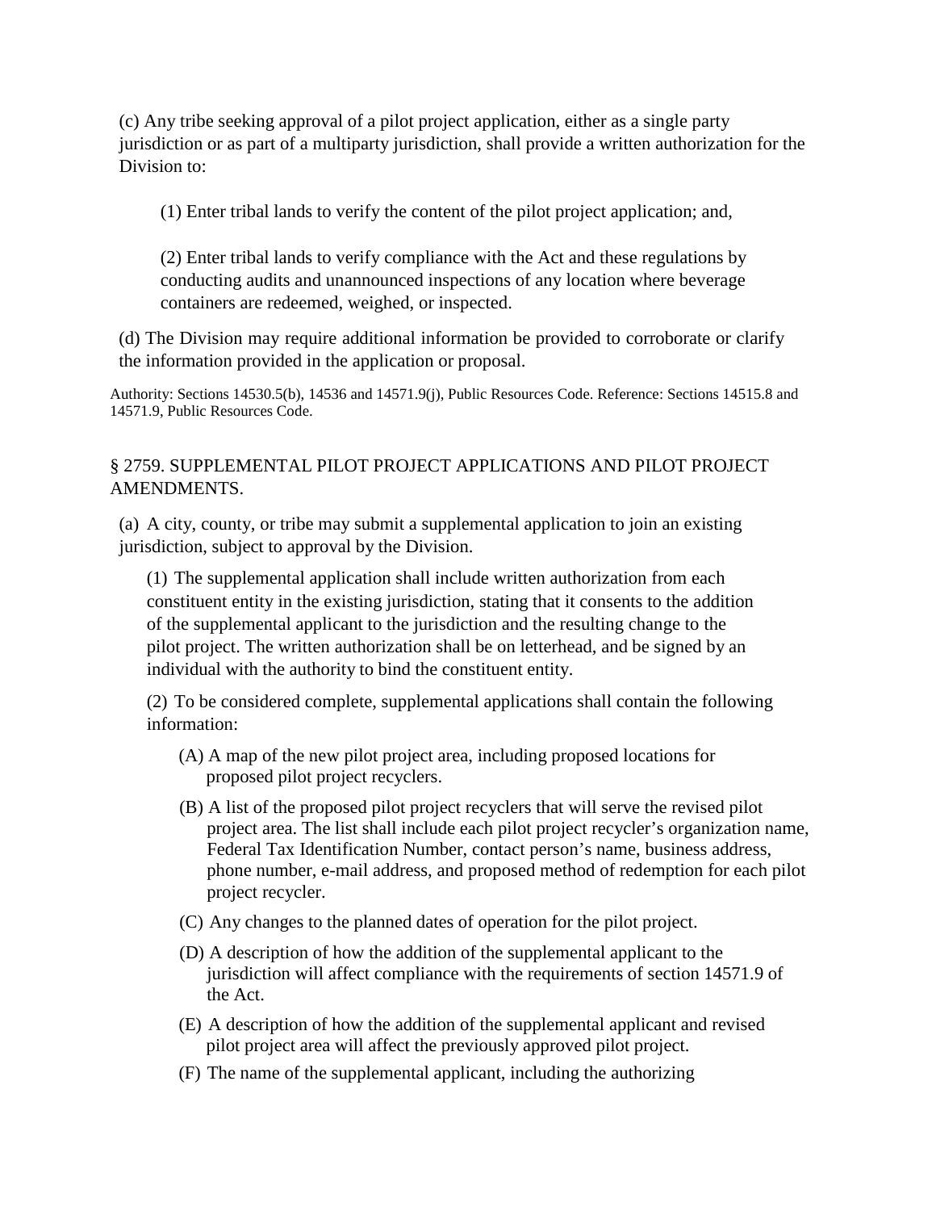(c) Any tribe seeking approval of a pilot project application, either as a single party jurisdiction or as part of a multiparty jurisdiction, shall provide a written authorization for the Division to:

(1) Enter tribal lands to verify the content of the pilot project application; and,

(2) Enter tribal lands to verify compliance with the Act and these regulations by conducting audits and unannounced inspections of any location where beverage containers are redeemed, weighed, or inspected.

(d) The Division may require additional information be provided to corroborate or clarify the information provided in the application or proposal.

Authority: Sections 14530.5(b), 14536 and 14571.9(j), Public Resources Code. Reference: Sections 14515.8 and 14571.9, Public Resources Code.

## § 2759. SUPPLEMENTAL PILOT PROJECT APPLICATIONS AND PILOT PROJECT AMENDMENTS.

(a) A city, county, or tribe may submit a supplemental application to join an existing jurisdiction, subject to approval by the Division.

(1) The supplemental application shall include written authorization from each constituent entity in the existing jurisdiction, stating that it consents to the addition of the supplemental applicant to the jurisdiction and the resulting change to the pilot project. The written authorization shall be on letterhead, and be signed by an individual with the authority to bind the constituent entity.

(2) To be considered complete, supplemental applications shall contain the following information:

(A) A map of the new pilot project area, including proposed locations for proposed pilot project recyclers.

(B) A list of the proposed pilot project recyclers that will serve the revised pilot project area. The list shall include each pilot project recycler's organization name, Federal Tax Identification Number, contact person's name, business address, phone number, e-mail address, and proposed method of redemption for each pilot project recycler.

(C) Any changes to the planned dates of operation for the pilot project.

(D) A description of how the addition of the supplemental applicant to the jurisdiction will affect compliance with the requirements of section 14571.9 of the Act.

(E) A description of how the addition of the supplemental applicant and revised pilot project area will affect the previously approved pilot project.

(F) The name of the supplemental applicant, including the authorizing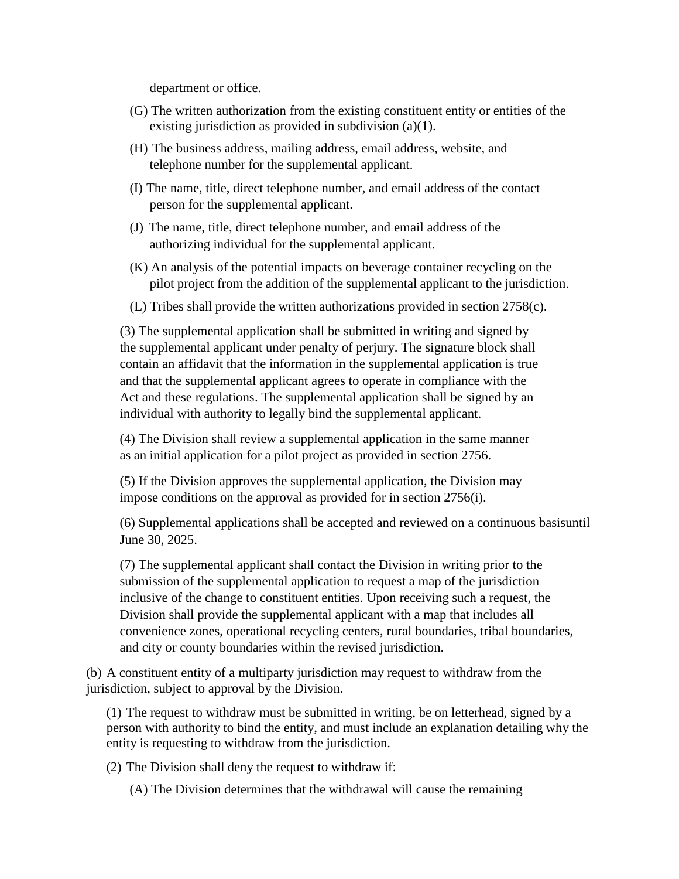department or office.

(G) The written authorization from the existing constituent entity or entities of the existing jurisdiction as provided in subdivision (a)(1).

(H) The business address, mailing address, email address, website, and telephone number for the supplemental applicant.

(I) The name, title, direct telephone number, and email address of the contact person for the supplemental applicant.

(J) The name, title, direct telephone number, and email address of the authorizing individual for the supplemental applicant.

(K) An analysis of the potential impacts on beverage container recycling on the pilot project from the addition of the supplemental applicant to the jurisdiction.

(L) Tribes shall provide the written authorizations provided in section 2758(c).

(3) The supplemental application shall be submitted in writing and signed by the supplemental applicant under penalty of perjury. The signature block shall contain an affidavit that the information in the supplemental application is true and that the supplemental applicant agrees to operate in compliance with the Act and these regulations. The supplemental application shall be signed by an individual with authority to legally bind the supplemental applicant.

(4) The Division shall review a supplemental application in the same manner as an initial application for a pilot project as provided in section 2756.

(5) If the Division approves the supplemental application, the Division may impose conditions on the approval as provided for in section 2756(i).

(6) Supplemental applications shall be accepted and reviewed on a continuous basisuntil June 30, 2025.

(7) The supplemental applicant shall contact the Division in writing prior to the submission of the supplemental application to request a map of the jurisdiction inclusive of the change to constituent entities. Upon receiving such a request, the Division shall provide the supplemental applicant with a map that includes all convenience zones, operational recycling centers, rural boundaries, tribal boundaries, and city or county boundaries within the revised jurisdiction.

(b) A constituent entity of a multiparty jurisdiction may request to withdraw from the jurisdiction, subject to approval by the Division.

(1) The request to withdraw must be submitted in writing, be on letterhead, signed by a person with authority to bind the entity, and must include an explanation detailing why the entity is requesting to withdraw from the jurisdiction.

(2) The Division shall deny the request to withdraw if:

(A) The Division determines that the withdrawal will cause the remaining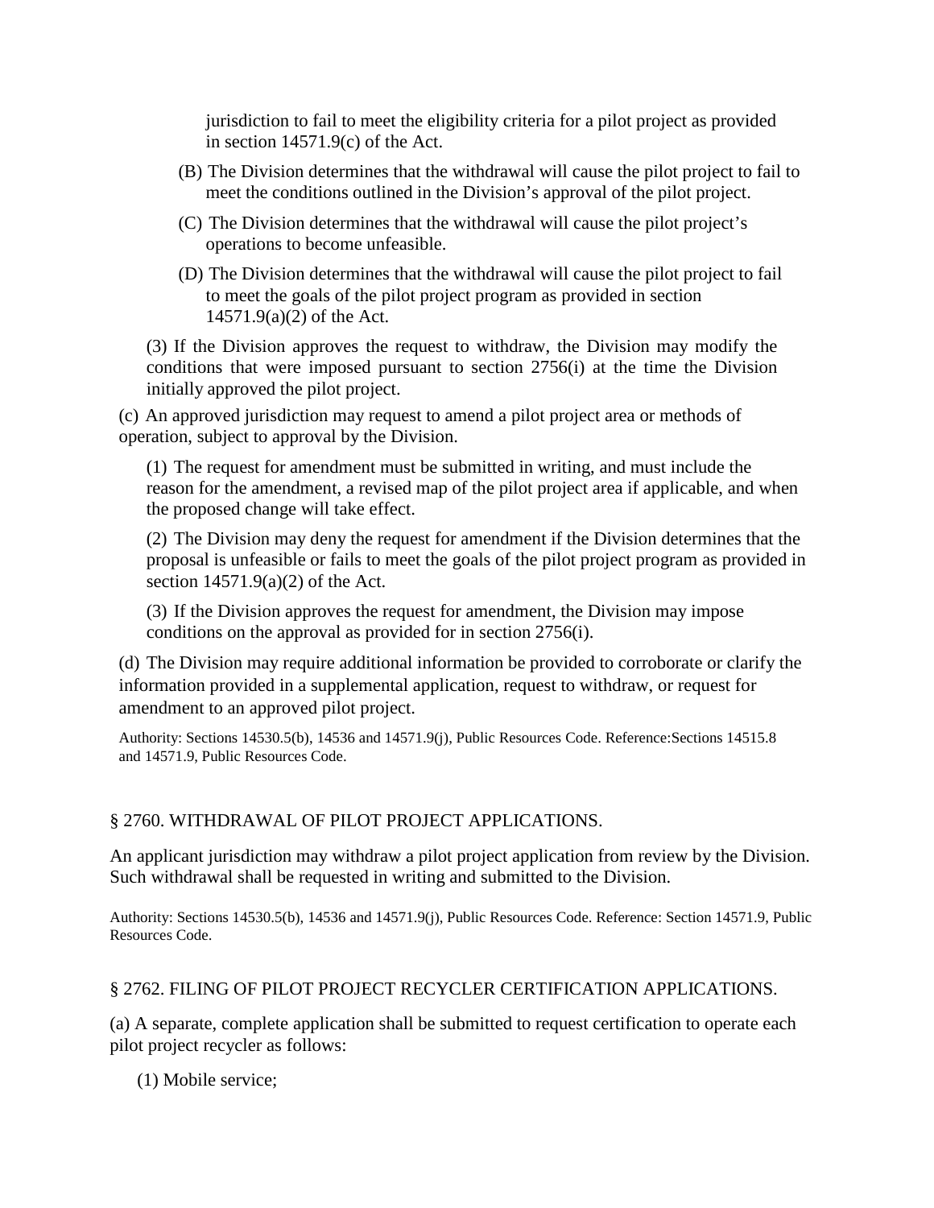jurisdiction to fail to meet the eligibility criteria for a pilot project as provided in section 14571.9(c) of the Act.

(B) The Division determines that the withdrawal will cause the pilot project to fail to meet the conditions outlined in the Division's approval of the pilot project.

(C) The Division determines that the withdrawal will cause the pilot project's operations to become unfeasible.

(D) The Division determines that the withdrawal will cause the pilot project to fail to meet the goals of the pilot project program as provided in section 14571.9(a)(2) of the Act.

(3) If the Division approves the request to withdraw, the Division may modify the conditions that were imposed pursuant to section 2756(i) at the time the Division initially approved the pilot project.

(c) An approved jurisdiction may request to amend a pilot project area or methods of operation, subject to approval by the Division.

(1) The request for amendment must be submitted in writing, and must include the reason for the amendment, a revised map of the pilot project area if applicable, and when the proposed change will take effect.

(2) The Division may deny the request for amendment if the Division determines that the proposal is unfeasible or fails to meet the goals of the pilot project program as provided in section 14571.9(a)(2) of the Act.

(3) If the Division approves the request for amendment, the Division may impose conditions on the approval as provided for in section 2756(i).

(d) The Division may require additional information be provided to corroborate or clarify the information provided in a supplemental application, request to withdraw, or request for amendment to an approved pilot project.

Authority: Sections 14530.5(b), 14536 and 14571.9(j), Public Resources Code. Reference:Sections 14515.8 and 14571.9, Public Resources Code.

## § 2760. WITHDRAWAL OF PILOT PROJECT APPLICATIONS.

An applicant jurisdiction may withdraw a pilot project application from review by the Division. Such withdrawal shall be requested in writing and submitted to the Division.

Authority: Sections 14530.5(b), 14536 and 14571.9(j), Public Resources Code. Reference: Section 14571.9, Public Resources Code.

## § 2762. FILING OF PILOT PROJECT RECYCLER CERTIFICATION APPLICATIONS.

(a) A separate, complete application shall be submitted to request certification to operate each pilot project recycler as follows:

(1) Mobile service;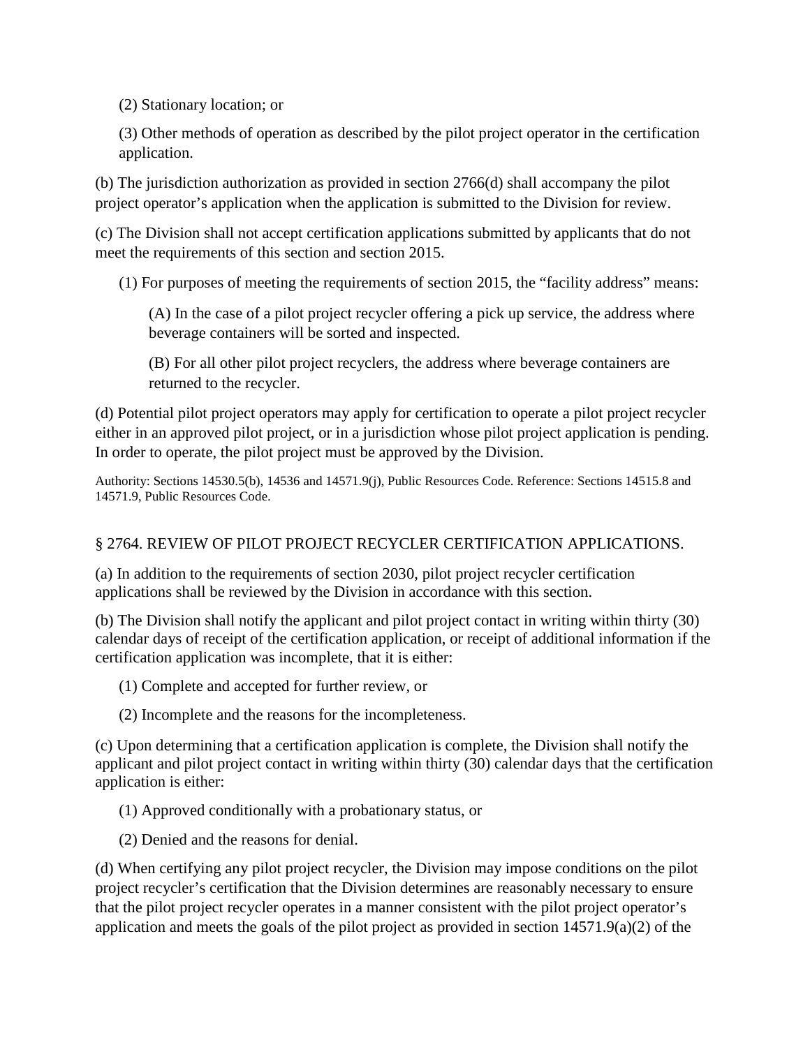(2) Stationary location; or

(3) Other methods of operation as described by the pilot project operator in the certification application.

(b) The jurisdiction authorization as provided in section 2766(d) shall accompany the pilot project operator's application when the application is submitted to the Division for review.

(c) The Division shall not accept certification applications submitted by applicants that do not meet the requirements of this section and section 2015.

(1) For purposes of meeting the requirements of section 2015, the "facility address" means:

(A) In the case of a pilot project recycler offering a pick up service, the address where beverage containers will be sorted and inspected.

(B) For all other pilot project recyclers, the address where beverage containers are returned to the recycler.

(d) Potential pilot project operators may apply for certification to operate a pilot project recycler either in an approved pilot project, or in a jurisdiction whose pilot project application is pending. In order to operate, the pilot project must be approved by the Division.

Authority: Sections 14530.5(b), 14536 and 14571.9(j), Public Resources Code. Reference: Sections 14515.8 and 14571.9, Public Resources Code.

## § 2764. REVIEW OF PILOT PROJECT RECYCLER CERTIFICATION APPLICATIONS.

(a) In addition to the requirements of section 2030, pilot project recycler certification applications shall be reviewed by the Division in accordance with this section.

(b) The Division shall notify the applicant and pilot project contact in writing within thirty (30) calendar days of receipt of the certification application, or receipt of additional information if the certification application was incomplete, that it is either:

(1) Complete and accepted for further review, or

(2) Incomplete and the reasons for the incompleteness.

(c) Upon determining that a certification application is complete, the Division shall notify the applicant and pilot project contact in writing within thirty (30) calendar days that the certification application is either:

(1) Approved conditionally with a probationary status, or

(2) Denied and the reasons for denial.

(d) When certifying any pilot project recycler, the Division may impose conditions on the pilot project recycler's certification that the Division determines are reasonably necessary to ensure that the pilot project recycler operates in a manner consistent with the pilot project operator's application and meets the goals of the pilot project as provided in section 14571.9(a)(2) of the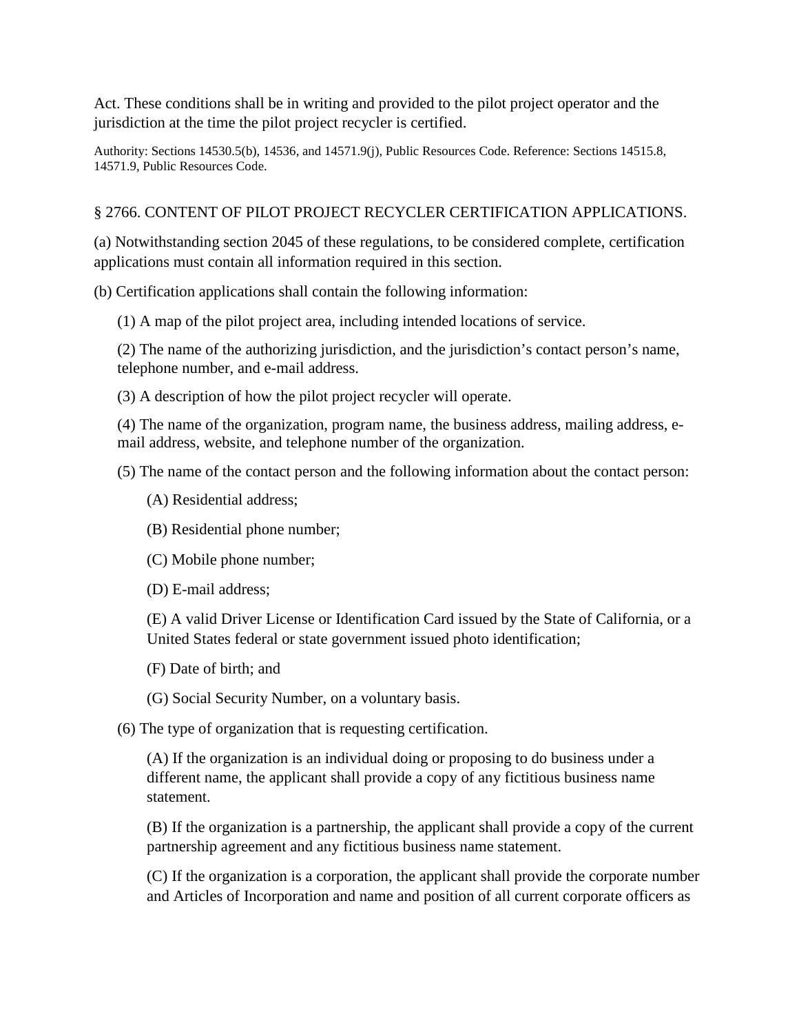Act. These conditions shall be in writing and provided to the pilot project operator and the jurisdiction at the time the pilot project recycler is certified.

Authority: Sections 14530.5(b), 14536, and 14571.9(j), Public Resources Code. Reference: Sections 14515.8, 14571.9, Public Resources Code.

§ 2766. CONTENT OF PILOT PROJECT RECYCLER CERTIFICATION APPLICATIONS.

(a) Notwithstanding section 2045 of these regulations, to be considered complete, certification applications must contain all information required in this section.

(b) Certification applications shall contain the following information:

(1) A map of the pilot project area, including intended locations of service.

(2) The name of the authorizing jurisdiction, and the jurisdiction's contact person's name, telephone number, and e-mail address.

(3) A description of how the pilot project recycler will operate.

(4) The name of the organization, program name, the business address, mailing address, e-mail address, website, and telephone number of the organization.

(5) The name of the contact person and the following information about the contact person:

(A) Residential address;

(B) Residential phone number;

(C) Mobile phone number;

(D) E-mail address;

(E) A valid Driver License or Identification Card issued by the State of California, or a United States federal or state government issued photo identification;

(F) Date of birth; and

(G) Social Security Number, on a voluntary basis.

(6) The type of organization that is requesting certification.

(A) If the organization is an individual doing or proposing to do business under a different name, the applicant shall provide a copy of any fictitious business name statement.

(B) If the organization is a partnership, the applicant shall provide a copy of the current partnership agreement and any fictitious business name statement.

(C) If the organization is a corporation, the applicant shall provide the corporate number and Articles of Incorporation and name and position of all current corporate officers as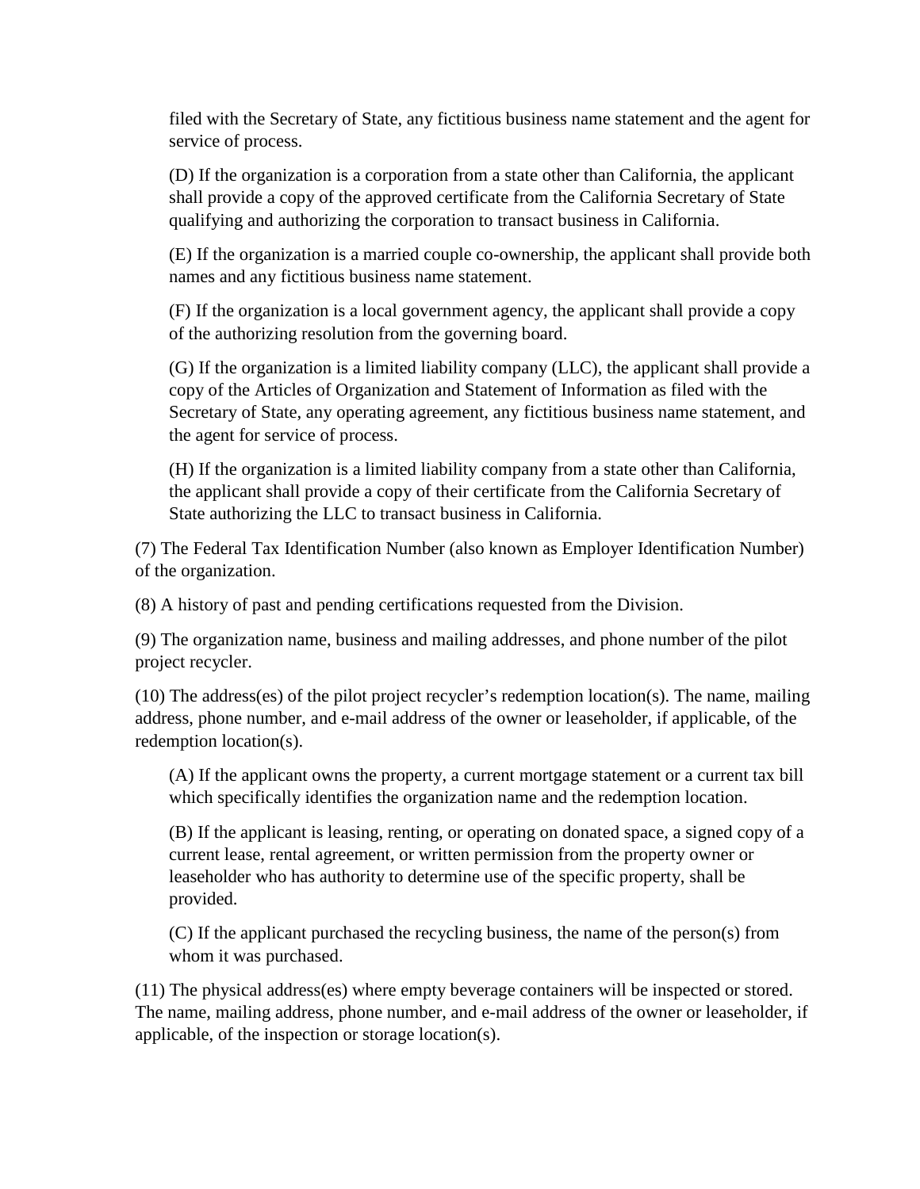filed with the Secretary of State, any fictitious business name statement and the agent for service of process.

(D) If the organization is a corporation from a state other than California, the applicant shall provide a copy of the approved certificate from the California Secretary of State qualifying and authorizing the corporation to transact business in California.

(E) If the organization is a married couple co-ownership, the applicant shall provide both names and any fictitious business name statement.

(F) If the organization is a local government agency, the applicant shall provide a copy of the authorizing resolution from the governing board.

(G) If the organization is a limited liability company (LLC), the applicant shall provide a copy of the Articles of Organization and Statement of Information as filed with the Secretary of State, any operating agreement, any fictitious business name statement, and the agent for service of process.

(H) If the organization is a limited liability company from a state other than California, the applicant shall provide a copy of their certificate from the California Secretary of State authorizing the LLC to transact business in California.

(7) The Federal Tax Identification Number (also known as Employer Identification Number) of the organization.

(8) A history of past and pending certifications requested from the Division.

(9) The organization name, business and mailing addresses, and phone number of the pilot project recycler.

(10) The address(es) of the pilot project recycler's redemption location(s). The name, mailing address, phone number, and e-mail address of the owner or leaseholder, if applicable, of the redemption location(s).

(A) If the applicant owns the property, a current mortgage statement or a current tax bill which specifically identifies the organization name and the redemption location.

(B) If the applicant is leasing, renting, or operating on donated space, a signed copy of a current lease, rental agreement, or written permission from the property owner or leaseholder who has authority to determine use of the specific property, shall be provided.

(C) If the applicant purchased the recycling business, the name of the person(s) from whom it was purchased.

(11) The physical address(es) where empty beverage containers will be inspected or stored. The name, mailing address, phone number, and e-mail address of the owner or leaseholder, if applicable, of the inspection or storage location(s).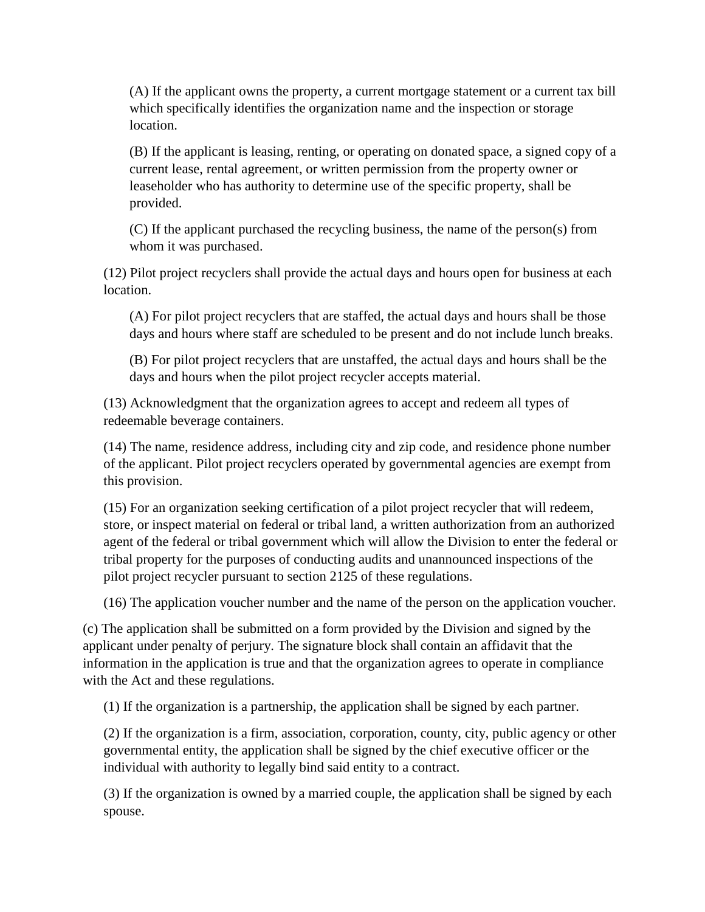(A) If the applicant owns the property, a current mortgage statement or a current tax bill which specifically identifies the organization name and the inspection or storage location.

(B) If the applicant is leasing, renting, or operating on donated space, a signed copy of a current lease, rental agreement, or written permission from the property owner or leaseholder who has authority to determine use of the specific property, shall be provided.

(C) If the applicant purchased the recycling business, the name of the person(s) from whom it was purchased.

(12) Pilot project recyclers shall provide the actual days and hours open for business at each location.

(A) For pilot project recyclers that are staffed, the actual days and hours shall be those days and hours where staff are scheduled to be present and do not include lunch breaks.

(B) For pilot project recyclers that are unstaffed, the actual days and hours shall be the days and hours when the pilot project recycler accepts material.

(13) Acknowledgment that the organization agrees to accept and redeem all types of redeemable beverage containers.

(14) The name, residence address, including city and zip code, and residence phone number of the applicant. Pilot project recyclers operated by governmental agencies are exempt from this provision.

(15) For an organization seeking certification of a pilot project recycler that will redeem, store, or inspect material on federal or tribal land, a written authorization from an authorized agent of the federal or tribal government which will allow the Division to enter the federal or tribal property for the purposes of conducting audits and unannounced inspections of the pilot project recycler pursuant to section 2125 of these regulations.

(16) The application voucher number and the name of the person on the application voucher.

(c) The application shall be submitted on a form provided by the Division and signed by the applicant under penalty of perjury. The signature block shall contain an affidavit that the information in the application is true and that the organization agrees to operate in compliance with the Act and these regulations.

(1) If the organization is a partnership, the application shall be signed by each partner.

(2) If the organization is a firm, association, corporation, county, city, public agency or other governmental entity, the application shall be signed by the chief executive officer or the individual with authority to legally bind said entity to a contract.

(3) If the organization is owned by a married couple, the application shall be signed by each spouse.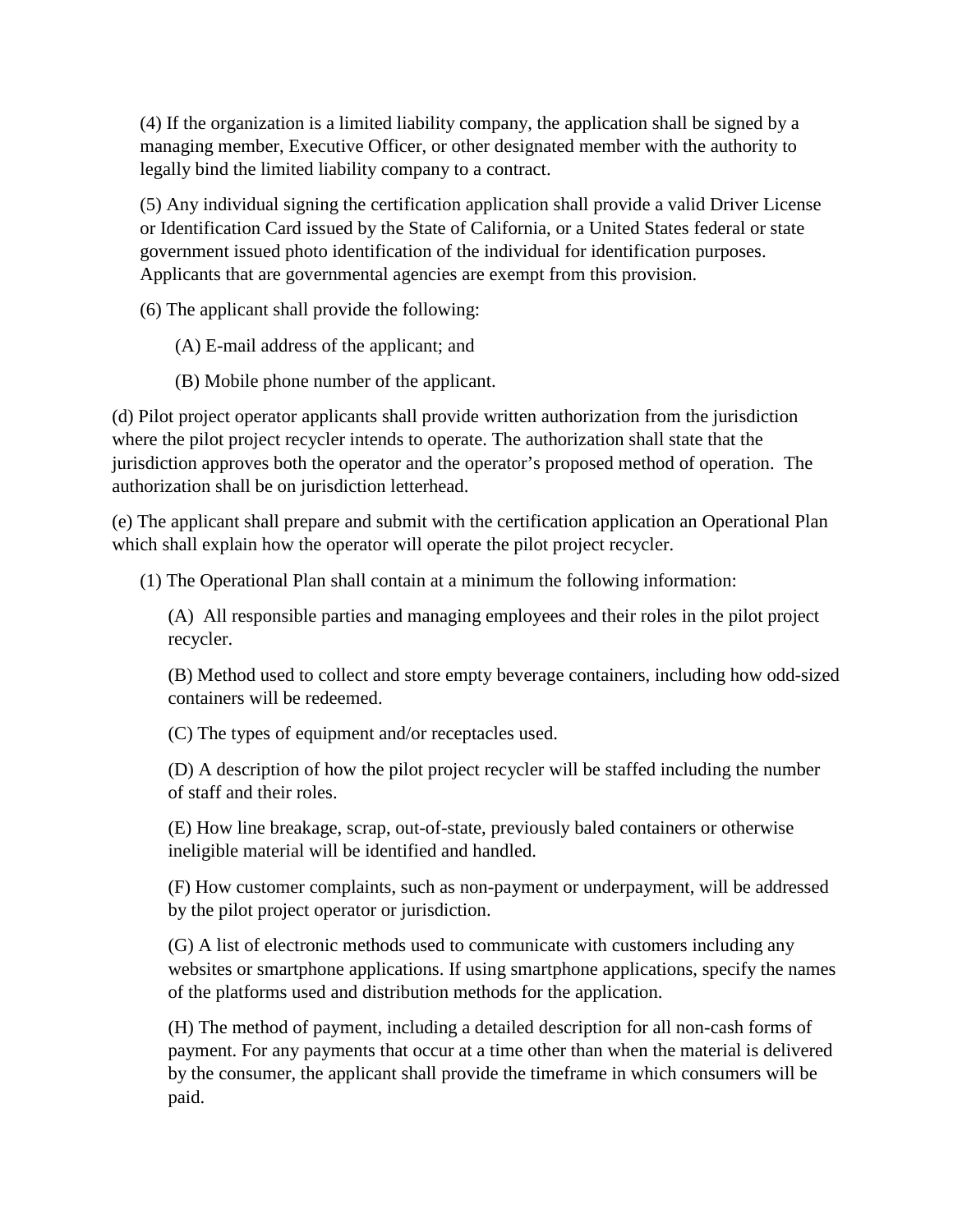(4) If the organization is a limited liability company, the application shall be signed by a managing member, Executive Officer, or other designated member with the authority to legally bind the limited liability company to a contract.

(5) Any individual signing the certification application shall provide a valid Driver License or Identification Card issued by the State of California, or a United States federal or state government issued photo identification of the individual for identification purposes. Applicants that are governmental agencies are exempt from this provision.

(6) The applicant shall provide the following:

(A) E-mail address of the applicant; and

(B) Mobile phone number of the applicant.

(d) Pilot project operator applicants shall provide written authorization from the jurisdiction where the pilot project recycler intends to operate. The authorization shall state that the jurisdiction approves both the operator and the operator's proposed method of operation. The authorization shall be on jurisdiction letterhead.

(e) The applicant shall prepare and submit with the certification application an Operational Plan which shall explain how the operator will operate the pilot project recycler.

(1) The Operational Plan shall contain at a minimum the following information:

(A) All responsible parties and managing employees and their roles in the pilot project recycler.

(B) Method used to collect and store empty beverage containers, including how odd-sized containers will be redeemed.

(C) The types of equipment and/or receptacles used.

(D) A description of how the pilot project recycler will be staffed including the number of staff and their roles.

(E) How line breakage, scrap, out-of-state, previously baled containers or otherwise ineligible material will be identified and handled.

(F) How customer complaints, such as non-payment or underpayment, will be addressed by the pilot project operator or jurisdiction.

(G) A list of electronic methods used to communicate with customers including any websites or smartphone applications. If using smartphone applications, specify the names of the platforms used and distribution methods for the application.

(H) The method of payment, including a detailed description for all non-cash forms of payment. For any payments that occur at a time other than when the material is delivered by the consumer, the applicant shall provide the timeframe in which consumers will be paid.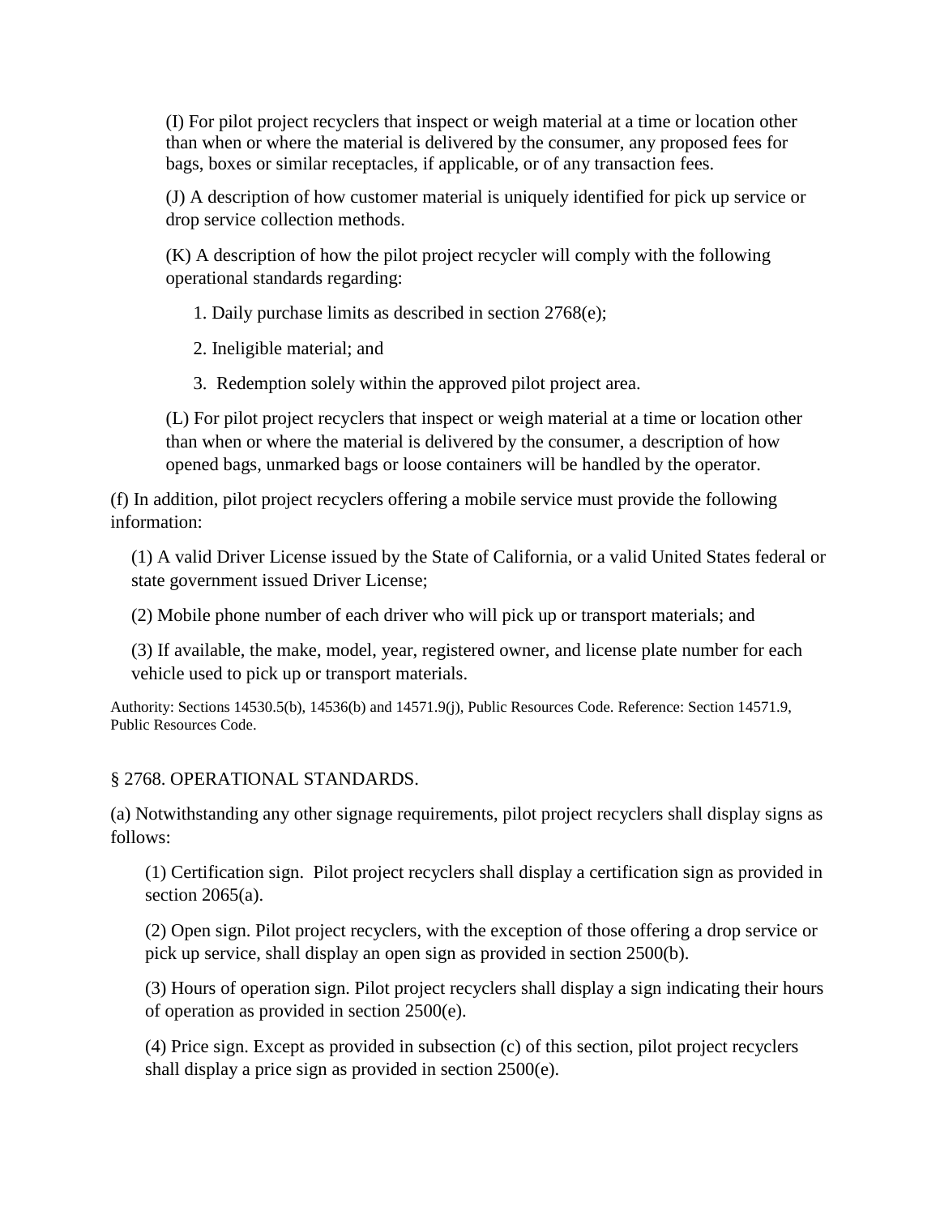(I) For pilot project recyclers that inspect or weigh material at a time or location other than when or where the material is delivered by the consumer, any proposed fees for bags, boxes or similar receptacles, if applicable, or of any transaction fees.

(J) A description of how customer material is uniquely identified for pick up service or drop service collection methods.

(K) A description of how the pilot project recycler will comply with the following operational standards regarding:

1. Daily purchase limits as described in section 2768(e);

2. Ineligible material; and

3. Redemption solely within the approved pilot project area.

(L) For pilot project recyclers that inspect or weigh material at a time or location other than when or where the material is delivered by the consumer, a description of how opened bags, unmarked bags or loose containers will be handled by the operator.

(f) In addition, pilot project recyclers offering a mobile service must provide the following information:

(1) A valid Driver License issued by the State of California, or a valid United States federal or state government issued Driver License;

(2) Mobile phone number of each driver who will pick up or transport materials; and

(3) If available, the make, model, year, registered owner, and license plate number for each vehicle used to pick up or transport materials.

Authority: Sections 14530.5(b), 14536(b) and 14571.9(j), Public Resources Code. Reference: Section 14571.9, Public Resources Code.

§ 2768. OPERATIONAL STANDARDS.

(a) Notwithstanding any other signage requirements, pilot project recyclers shall display signs as follows:

(1) Certification sign. Pilot project recyclers shall display a certification sign as provided in section 2065(a).

(2) Open sign. Pilot project recyclers, with the exception of those offering a drop service or pick up service, shall display an open sign as provided in section 2500(b).

(3) Hours of operation sign. Pilot project recyclers shall display a sign indicating their hours of operation as provided in section 2500(e).

(4) Price sign. Except as provided in subsection (c) of this section, pilot project recyclers shall display a price sign as provided in section 2500(e).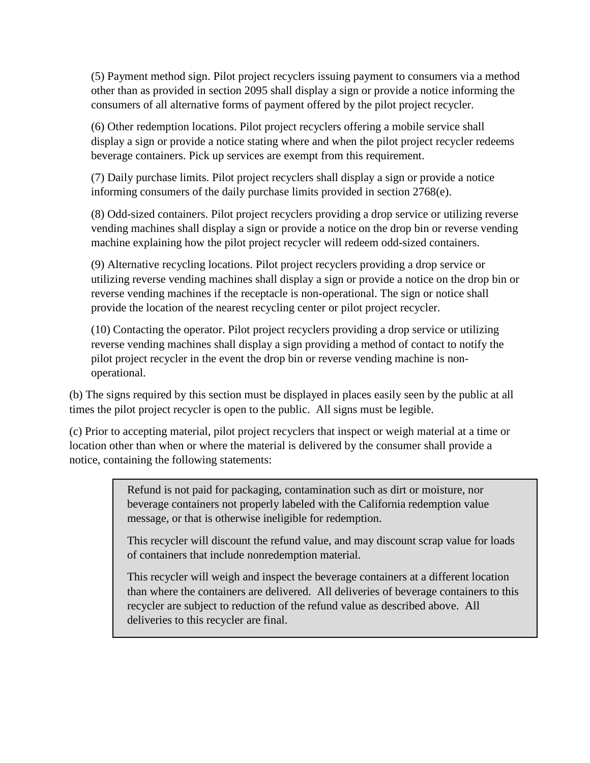(5) Payment method sign. Pilot project recyclers issuing payment to consumers via a method other than as provided in section 2095 shall display a sign or provide a notice informing the consumers of all alternative forms of payment offered by the pilot project recycler.

(6) Other redemption locations. Pilot project recyclers offering a mobile service shall display a sign or provide a notice stating where and when the pilot project recycler redeems beverage containers. Pick up services are exempt from this requirement.

(7) Daily purchase limits. Pilot project recyclers shall display a sign or provide a notice informing consumers of the daily purchase limits provided in section 2768(e).

(8) Odd-sized containers. Pilot project recyclers providing a drop service or utilizing reverse vending machines shall display a sign or provide a notice on the drop bin or reverse vending machine explaining how the pilot project recycler will redeem odd-sized containers.

(9) Alternative recycling locations. Pilot project recyclers providing a drop service or utilizing reverse vending machines shall display a sign or provide a notice on the drop bin or reverse vending machines if the receptacle is non-operational. The sign or notice shall provide the location of the nearest recycling center or pilot project recycler.

(10) Contacting the operator. Pilot project recyclers providing a drop service or utilizing reverse vending machines shall display a sign providing a method of contact to notify the pilot project recycler in the event the drop bin or reverse vending machine is non-operational.

(b) The signs required by this section must be displayed in places easily seen by the public at all times the pilot project recycler is open to the public. All signs must be legible.

(c) Prior to accepting material, pilot project recyclers that inspect or weigh material at a time or location other than when or where the material is delivered by the consumer shall provide a notice, containing the following statements:

> Refund is not paid for packaging, contamination such as dirt or moisture, nor beverage containers not properly labeled with the California redemption value message, or that is otherwise ineligible for redemption.
>
> This recycler will discount the refund value, and may discount scrap value for loads of containers that include nonredemption material.
>
> This recycler will weigh and inspect the beverage containers at a different location than where the containers are delivered. All deliveries of beverage containers to this recycler are subject to reduction of the refund value as described above. All deliveries to this recycler are final.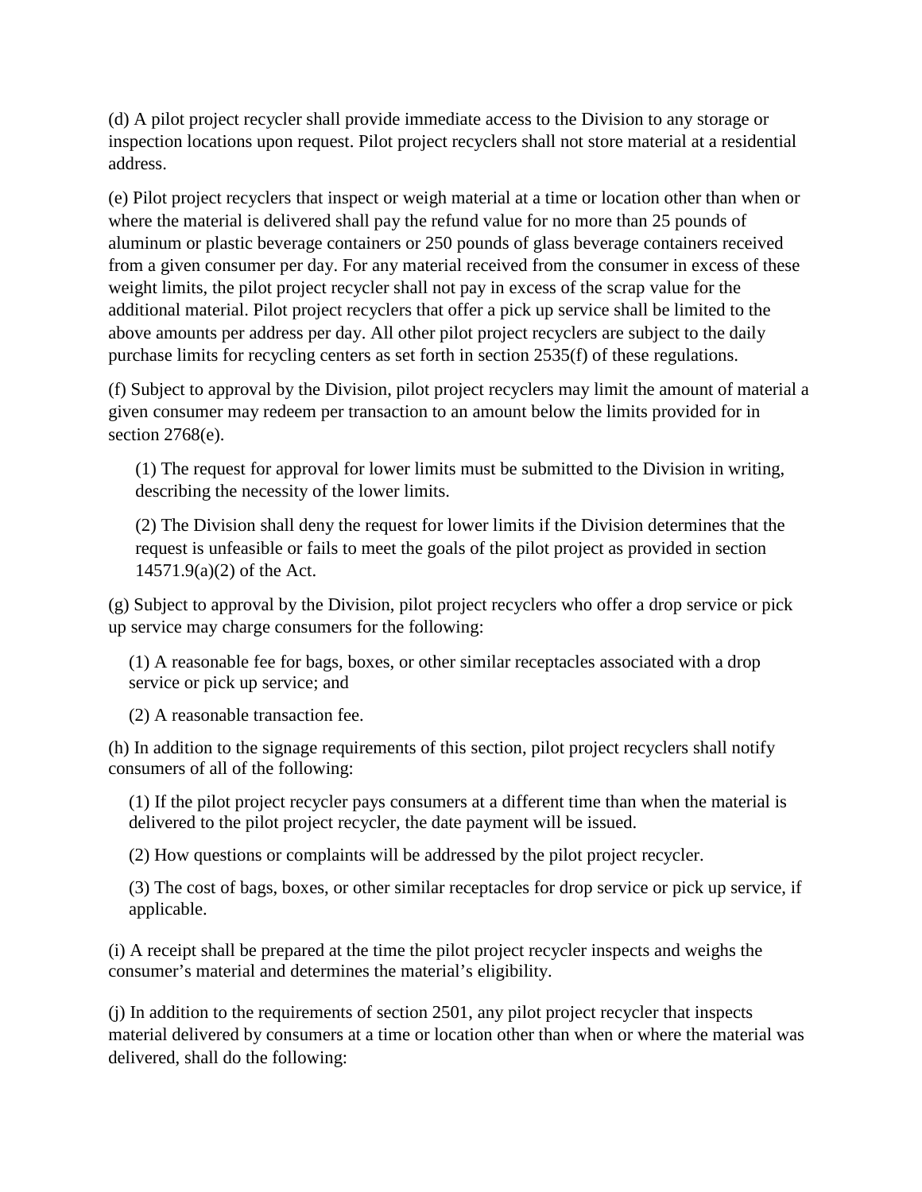(d) A pilot project recycler shall provide immediate access to the Division to any storage or inspection locations upon request. Pilot project recyclers shall not store material at a residential address.

(e) Pilot project recyclers that inspect or weigh material at a time or location other than when or where the material is delivered shall pay the refund value for no more than 25 pounds of aluminum or plastic beverage containers or 250 pounds of glass beverage containers received from a given consumer per day. For any material received from the consumer in excess of these weight limits, the pilot project recycler shall not pay in excess of the scrap value for the additional material. Pilot project recyclers that offer a pick up service shall be limited to the above amounts per address per day. All other pilot project recyclers are subject to the daily purchase limits for recycling centers as set forth in section 2535(f) of these regulations.

(f) Subject to approval by the Division, pilot project recyclers may limit the amount of material a given consumer may redeem per transaction to an amount below the limits provided for in section 2768(e).

(1) The request for approval for lower limits must be submitted to the Division in writing, describing the necessity of the lower limits.

(2) The Division shall deny the request for lower limits if the Division determines that the request is unfeasible or fails to meet the goals of the pilot project as provided in section 14571.9(a)(2) of the Act.

(g) Subject to approval by the Division, pilot project recyclers who offer a drop service or pick up service may charge consumers for the following:

(1) A reasonable fee for bags, boxes, or other similar receptacles associated with a drop service or pick up service; and

(2) A reasonable transaction fee.

(h) In addition to the signage requirements of this section, pilot project recyclers shall notify consumers of all of the following:

(1) If the pilot project recycler pays consumers at a different time than when the material is delivered to the pilot project recycler, the date payment will be issued.

(2) How questions or complaints will be addressed by the pilot project recycler.

(3) The cost of bags, boxes, or other similar receptacles for drop service or pick up service, if applicable.

(i) A receipt shall be prepared at the time the pilot project recycler inspects and weighs the consumer's material and determines the material's eligibility.

(j) In addition to the requirements of section 2501, any pilot project recycler that inspects material delivered by consumers at a time or location other than when or where the material was delivered, shall do the following: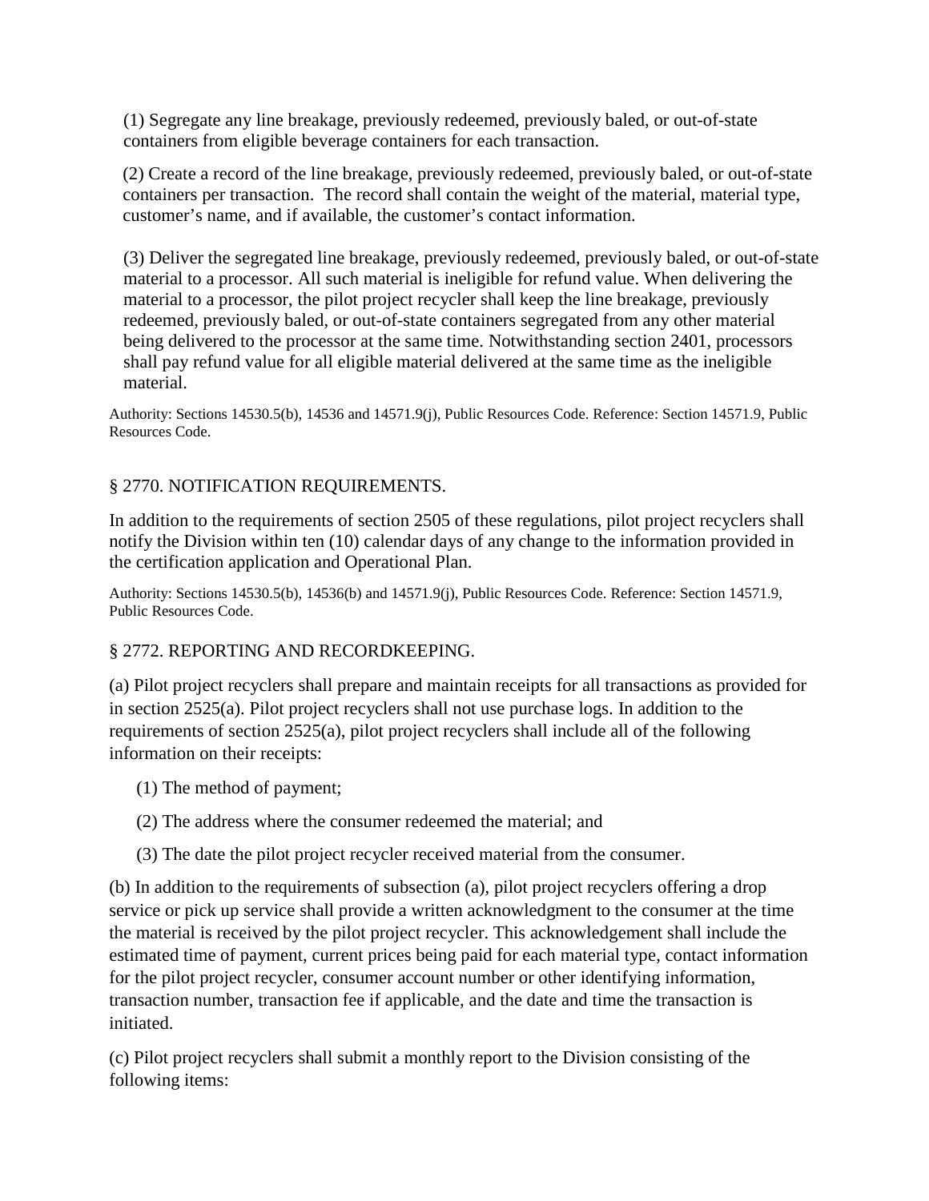(1) Segregate any line breakage, previously redeemed, previously baled, or out-of-state containers from eligible beverage containers for each transaction.

(2) Create a record of the line breakage, previously redeemed, previously baled, or out-of-state containers per transaction. The record shall contain the weight of the material, material type, customer's name, and if available, the customer's contact information.

(3) Deliver the segregated line breakage, previously redeemed, previously baled, or out-of-state material to a processor. All such material is ineligible for refund value. When delivering the material to a processor, the pilot project recycler shall keep the line breakage, previously redeemed, previously baled, or out-of-state containers segregated from any other material being delivered to the processor at the same time. Notwithstanding section 2401, processors shall pay refund value for all eligible material delivered at the same time as the ineligible material.

Authority: Sections 14530.5(b), 14536 and 14571.9(j), Public Resources Code. Reference: Section 14571.9, Public Resources Code.

## § 2770. NOTIFICATION REQUIREMENTS.

In addition to the requirements of section 2505 of these regulations, pilot project recyclers shall notify the Division within ten (10) calendar days of any change to the information provided in the certification application and Operational Plan.

Authority: Sections 14530.5(b), 14536(b) and 14571.9(j), Public Resources Code. Reference: Section 14571.9, Public Resources Code.

## § 2772. REPORTING AND RECORDKEEPING.

(a) Pilot project recyclers shall prepare and maintain receipts for all transactions as provided for in section 2525(a). Pilot project recyclers shall not use purchase logs. In addition to the requirements of section 2525(a), pilot project recyclers shall include all of the following information on their receipts:

(1) The method of payment;

(2) The address where the consumer redeemed the material; and

(3) The date the pilot project recycler received material from the consumer.

(b) In addition to the requirements of subsection (a), pilot project recyclers offering a drop service or pick up service shall provide a written acknowledgment to the consumer at the time the material is received by the pilot project recycler. This acknowledgement shall include the estimated time of payment, current prices being paid for each material type, contact information for the pilot project recycler, consumer account number or other identifying information, transaction number, transaction fee if applicable, and the date and time the transaction is initiated.

(c) Pilot project recyclers shall submit a monthly report to the Division consisting of the following items: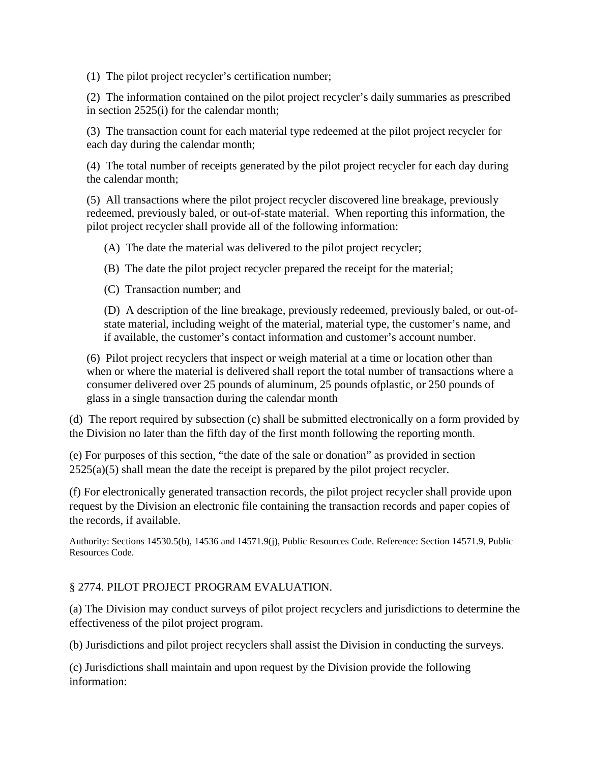(1) The pilot project recycler's certification number;

(2) The information contained on the pilot project recycler's daily summaries as prescribed in section 2525(i) for the calendar month;

(3) The transaction count for each material type redeemed at the pilot project recycler for each day during the calendar month;

(4) The total number of receipts generated by the pilot project recycler for each day during the calendar month;

(5) All transactions where the pilot project recycler discovered line breakage, previously redeemed, previously baled, or out-of-state material. When reporting this information, the pilot project recycler shall provide all of the following information:

(A) The date the material was delivered to the pilot project recycler;

(B) The date the pilot project recycler prepared the receipt for the material;

(C) Transaction number; and

(D) A description of the line breakage, previously redeemed, previously baled, or out-of-state material, including weight of the material, material type, the customer's name, and if available, the customer's contact information and customer's account number.

(6) Pilot project recyclers that inspect or weigh material at a time or location other than when or where the material is delivered shall report the total number of transactions where a consumer delivered over 25 pounds of aluminum, 25 pounds ofplastic, or 250 pounds of glass in a single transaction during the calendar month

(d) The report required by subsection (c) shall be submitted electronically on a form provided by the Division no later than the fifth day of the first month following the reporting month.

(e) For purposes of this section, "the date of the sale or donation" as provided in section 2525(a)(5) shall mean the date the receipt is prepared by the pilot project recycler.

(f) For electronically generated transaction records, the pilot project recycler shall provide upon request by the Division an electronic file containing the transaction records and paper copies of the records, if available.

Authority: Sections 14530.5(b), 14536 and 14571.9(j), Public Resources Code. Reference: Section 14571.9, Public Resources Code.

§ 2774. PILOT PROJECT PROGRAM EVALUATION.

(a) The Division may conduct surveys of pilot project recyclers and jurisdictions to determine the effectiveness of the pilot project program.

(b) Jurisdictions and pilot project recyclers shall assist the Division in conducting the surveys.

(c) Jurisdictions shall maintain and upon request by the Division provide the following information: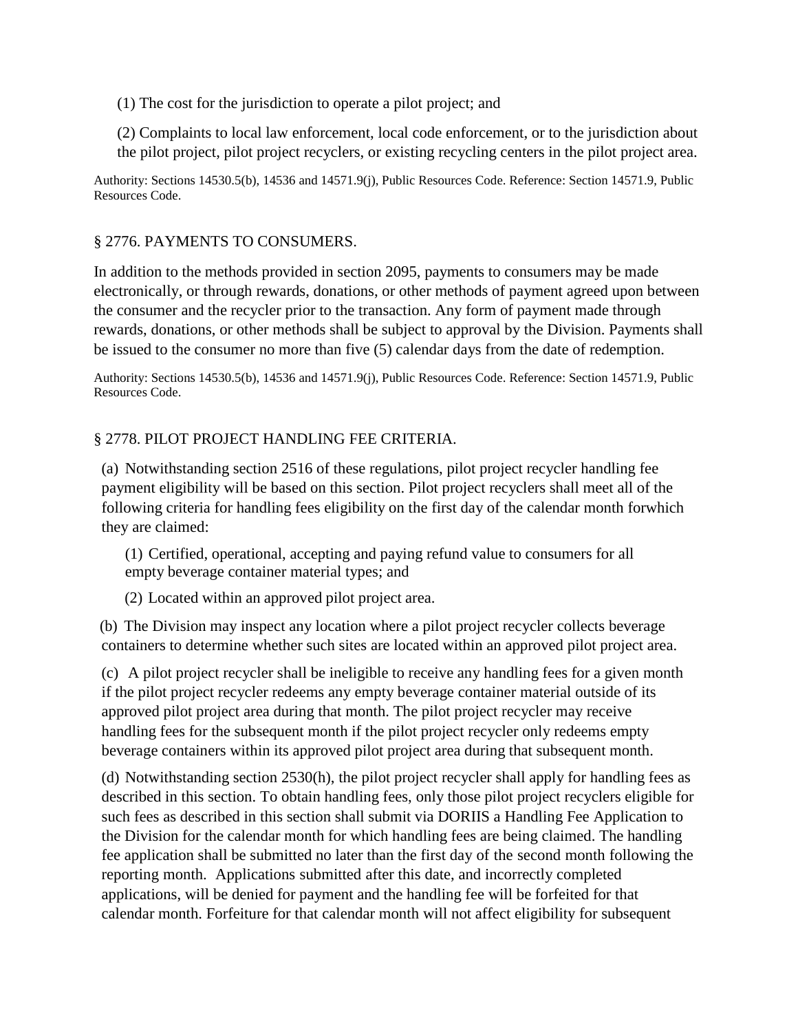(1) The cost for the jurisdiction to operate a pilot project; and

(2) Complaints to local law enforcement, local code enforcement, or to the jurisdiction about the pilot project, pilot project recyclers, or existing recycling centers in the pilot project area.

Authority: Sections 14530.5(b), 14536 and 14571.9(j), Public Resources Code. Reference: Section 14571.9, Public Resources Code.

## § 2776. PAYMENTS TO CONSUMERS.

In addition to the methods provided in section 2095, payments to consumers may be made electronically, or through rewards, donations, or other methods of payment agreed upon between the consumer and the recycler prior to the transaction. Any form of payment made through rewards, donations, or other methods shall be subject to approval by the Division. Payments shall be issued to the consumer no more than five (5) calendar days from the date of redemption.

Authority: Sections 14530.5(b), 14536 and 14571.9(j), Public Resources Code. Reference: Section 14571.9, Public Resources Code.

## § 2778. PILOT PROJECT HANDLING FEE CRITERIA.

(a) Notwithstanding section 2516 of these regulations, pilot project recycler handling fee payment eligibility will be based on this section. Pilot project recyclers shall meet all of the following criteria for handling fees eligibility on the first day of the calendar month forwhich they are claimed:

(1) Certified, operational, accepting and paying refund value to consumers for all empty beverage container material types; and

(2) Located within an approved pilot project area.

(b) The Division may inspect any location where a pilot project recycler collects beverage containers to determine whether such sites are located within an approved pilot project area.

(c) A pilot project recycler shall be ineligible to receive any handling fees for a given month if the pilot project recycler redeems any empty beverage container material outside of its approved pilot project area during that month. The pilot project recycler may receive handling fees for the subsequent month if the pilot project recycler only redeems empty beverage containers within its approved pilot project area during that subsequent month.

(d) Notwithstanding section 2530(h), the pilot project recycler shall apply for handling fees as described in this section. To obtain handling fees, only those pilot project recyclers eligible for such fees as described in this section shall submit via DORIIS a Handling Fee Application to the Division for the calendar month for which handling fees are being claimed. The handling fee application shall be submitted no later than the first day of the second month following the reporting month. Applications submitted after this date, and incorrectly completed applications, will be denied for payment and the handling fee will be forfeited for that calendar month. Forfeiture for that calendar month will not affect eligibility for subsequent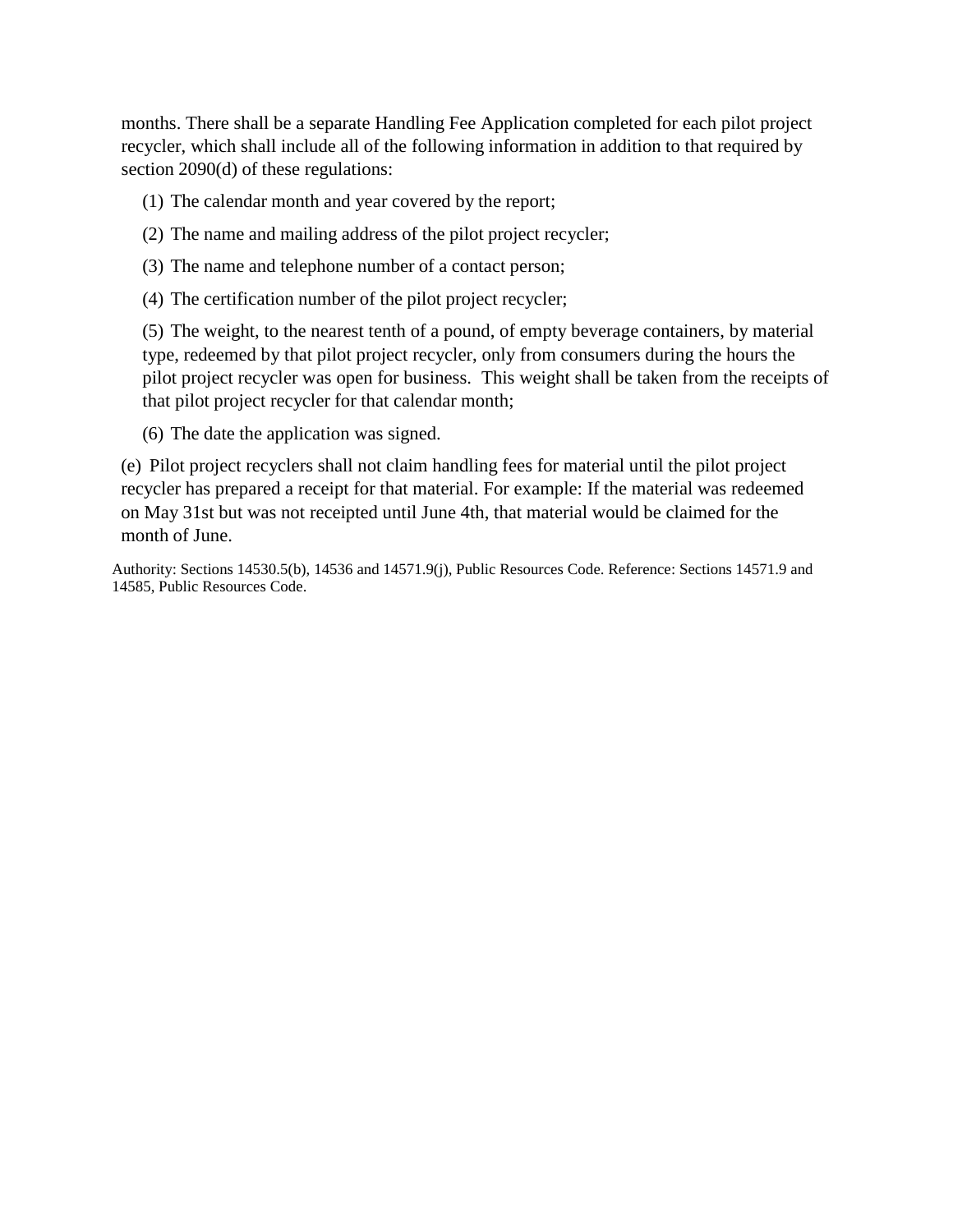months. There shall be a separate Handling Fee Application completed for each pilot project recycler, which shall include all of the following information in addition to that required by section 2090(d) of these regulations:

(1) The calendar month and year covered by the report;

(2) The name and mailing address of the pilot project recycler;

(3) The name and telephone number of a contact person;

(4) The certification number of the pilot project recycler;

(5) The weight, to the nearest tenth of a pound, of empty beverage containers, by material type, redeemed by that pilot project recycler, only from consumers during the hours the pilot project recycler was open for business. This weight shall be taken from the receipts of that pilot project recycler for that calendar month;

(6) The date the application was signed.

(e) Pilot project recyclers shall not claim handling fees for material until the pilot project recycler has prepared a receipt for that material. For example: If the material was redeemed on May 31st but was not receipted until June 4th, that material would be claimed for the month of June.

Authority: Sections 14530.5(b), 14536 and 14571.9(j), Public Resources Code. Reference: Sections 14571.9 and 14585, Public Resources Code.